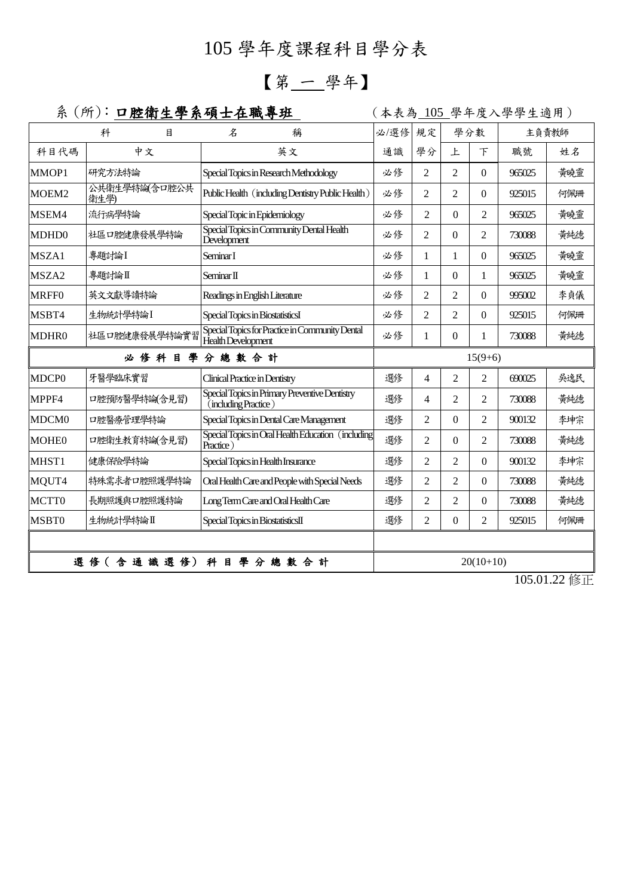# 105 學年度課程科目學分表

## 【第 一 學年】

系 (所)： **口腔衛生學系碩士在職專班**　　(本表為 105 學年度入學學生適用)

| 科目名稱 | | | 必/選修 | 規定 | 學分數 | | 主負責教師 | |
|---|---|---|---|---|---|---|---|---|
| 科目代碼 | 中文 | 英文 | 通識 | 學分 | 上 | 下 | 職號 | 姓名 |
| MMOP1 | 研究方法特論 | Special Topics in Research Methodology | 必修 | 2 | 2 | 0 | 965025 | 黃曉靈 |
| MOEM2 | 公共衛生學特論(含口腔公共衛生學) | Public Health (including Dentistry Public Health) | 必修 | 2 | 2 | 0 | 925015 | 何佩珊 |
| MSEM4 | 流行病學特論 | Special Topic in Epidemiology | 必修 | 2 | 0 | 2 | 965025 | 黃曉靈 |
| MDHD0 | 社區口腔健康發展學特論 | Special Topics in Community Dental Health Development | 必修 | 2 | 0 | 2 | 730088 | 黃純德 |
| MSZA1 | 專題討論I | Seminar I | 必修 | 1 | 1 | 0 | 965025 | 黃曉靈 |
| MSZA2 | 專題討論II | Seminar II | 必修 | 1 | 0 | 1 | 965025 | 黃曉靈 |
| MRFF0 | 英文文獻導讀特論 | Readings in English Literature | 必修 | 2 | 2 | 0 | 995002 | 李貞儀 |
| MSBT4 | 生物統計學特論I | Special Topics in Biostatistics I | 必修 | 2 | 2 | 0 | 925015 | 何佩珊 |
| MDHR0 | 社區口腔健康發展學特論實習 | Special Topics for Practice in Community Dental Health Development | 必修 | 1 | 0 | 1 | 730088 | 黃純德 |
| **必修科目學分總數合計** | | | 15(9+6) | | | | | |
| MDCP0 | 牙醫學臨床實習 | Clinical Practice in Dentistry | 選修 | 4 | 2 | 2 | 690025 | 吳逸民 |
| MPPF4 | 口腔預防醫學特論(含見習) | Special Topics in Primary Preventive Dentistry (including Practice) | 選修 | 4 | 2 | 2 | 730088 | 黃純德 |
| MDCM0 | 口腔醫療管理學特論 | Special Topics in Dental Care Management | 選修 | 2 | 0 | 2 | 900132 | 李坤宗 |
| MOHE0 | 口腔衛生教育特論(含見習) | Special Topics in Oral Health Education (including Practice) | 選修 | 2 | 0 | 2 | 730088 | 黃純德 |
| MHST1 | 健康保險學特論 | Special Topics in Health Insurance | 選修 | 2 | 2 | 0 | 900132 | 李坤宗 |
| MQUT4 | 特殊需求者口腔照護學特論 | Oral Health Care and People with Special Needs | 選修 | 2 | 2 | 0 | 730088 | 黃純德 |
| MCTT0 | 長期照護與口腔照護特論 | Long Term Care and Oral Health Care | 選修 | 2 | 2 | 0 | 730088 | 黃純德 |
| MSBT0 | 生物統計學特論II | Special Topics in Biostatistics II | 選修 | 2 | 0 | 2 | 925015 | 何佩珊 |
| | | | | | | | | |
| **選修(含通識選修)科目學分總數合計** | | | 20(10+10) | | | | | |

105.01.22 修正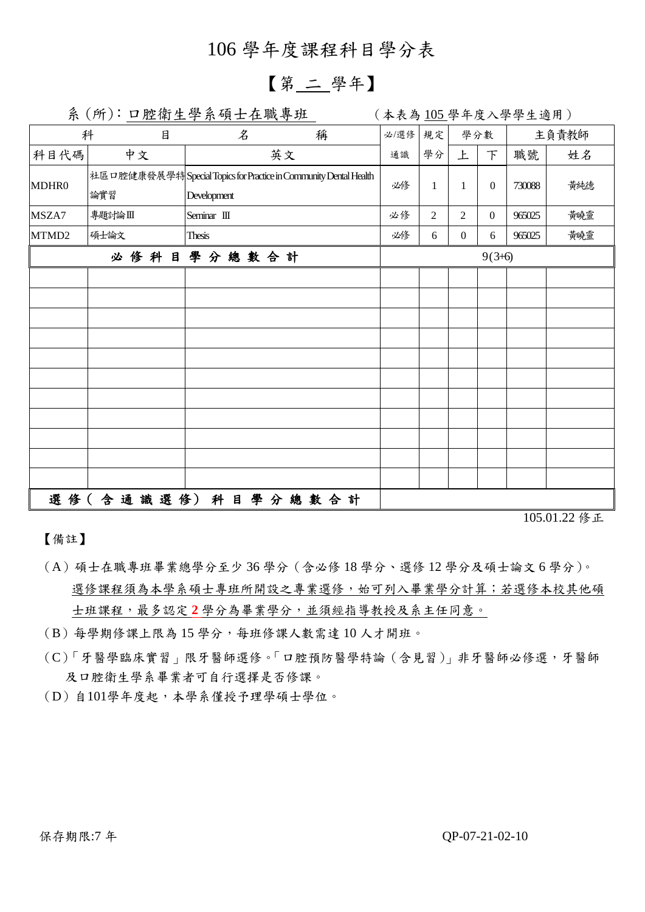# 106 學年度課程科目學分表

## 【第 二 學年】

系 (所)：口腔衛生學系碩士在職專班　　（本表為 105 學年度入學學生適用）

| 科 | 目 | 名 稱 | 必/選修 | 規定 | 學分數 | | 主負責教師 | |
|---|---|---|---|---|---|---|---|---|
| 科目代碼 | 中文 | 英文 | 通識 | 學分 | 上 | 下 | 職號 | 姓名 |
| MDHR0 | 社區口腔健康發展學特論實習 | Special Topics for Practice in Community Dental Health Development | 必修 | 1 | 1 | 0 | 730088 | 黃純德 |
| MSZA7 | 專題討論Ⅲ | Seminar Ⅲ | 必修 | 2 | 2 | 0 | 965025 | 黃曉靈 |
| MTMD2 | 碩士論文 | Thesis | 必修 | 6 | 0 | 6 | 965025 | 黃曉靈 |
| 必修科目學分總數合計 | | | 9(3+6) | | | | | |
| | | | | | | | | |
| | | | | | | | | |
| | | | | | | | | |
| | | | | | | | | |
| | | | | | | | | |
| | | | | | | | | |
| | | | | | | | | |
| | | | | | | | | |
| | | | | | | | | |
| | | | | | | | | |
| | | | | | | | | |
| 選修(含通識選修)科目學分總數合計 | | | | | | | | |

105.01.22 修正

【備註】

(A) 碩士在職專班畢業總學分至少 36 學分 (含必修 18 學分、選修 12 學分及碩士論文 6 學分)。選修課程須為本學系碩士專班所開設之專業選修，始可列入畢業學分計算；若選修本校其他碩士班課程，最多認定 **2** 學分為畢業學分，並須經指導教授及系主任同意。

(B) 每學期修課上限為 15 學分，每班修課人數需達 10 人才開班。

(C)「牙醫學臨床實習」限牙醫師選修。「口腔預防醫學特論 (含見習)」非牙醫師必修選，牙醫師及口腔衛生學系畢業者可自行選擇是否修課。

(D) 自101學年度起，本學系僅授予理學碩士學位。

保存期限:7 年　　QP-07-21-02-10